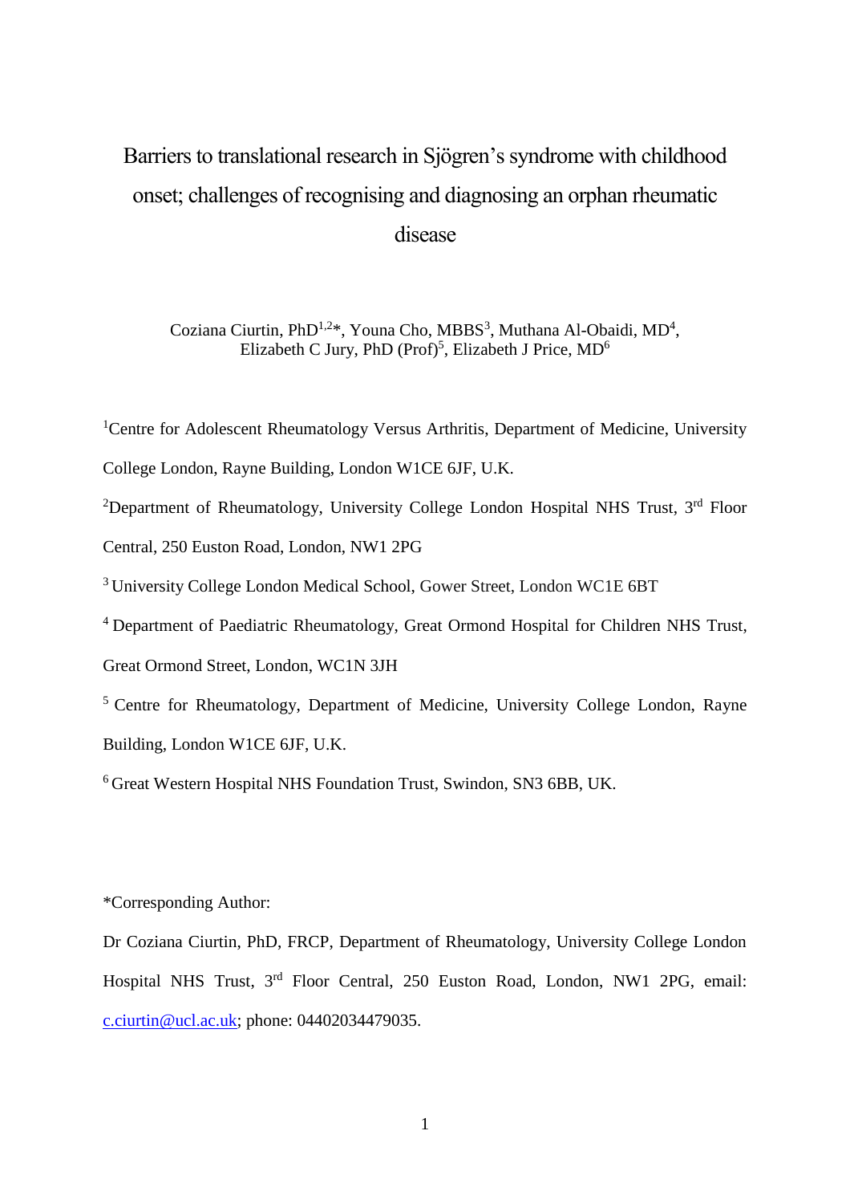# Barriers to translational research in Sjögren's syndrome with childhood onset; challenges of recognising and diagnosing an orphan rheumatic disease

Coziana Ciurtin, PhD[1,2]*, Youna Cho, MBBS[3], Muthana Al-Obaidi, MD[4], Elizabeth C Jury, PhD (Prof)[5], Elizabeth J Price, MD[6]

[1]Centre for Adolescent Rheumatology Versus Arthritis, Department of Medicine, University College London, Rayne Building, London W1CE 6JF, U.K.

[2]Department of Rheumatology, University College London Hospital NHS Trust, 3rd Floor Central, 250 Euston Road, London, NW1 2PG

[3] University College London Medical School, Gower Street, London WC1E 6BT

[4] Department of Paediatric Rheumatology, Great Ormond Hospital for Children NHS Trust, Great Ormond Street, London, WC1N 3JH

[5] Centre for Rheumatology, Department of Medicine, University College London, Rayne Building, London W1CE 6JF, U.K.

[6] Great Western Hospital NHS Foundation Trust, Swindon, SN3 6BB, UK.

*Corresponding Author:

Dr Coziana Ciurtin, PhD, FRCP, Department of Rheumatology, University College London Hospital NHS Trust, 3rd Floor Central, 250 Euston Road, London, NW1 2PG, email: c.ciurtin@ucl.ac.uk; phone: 04402034479035.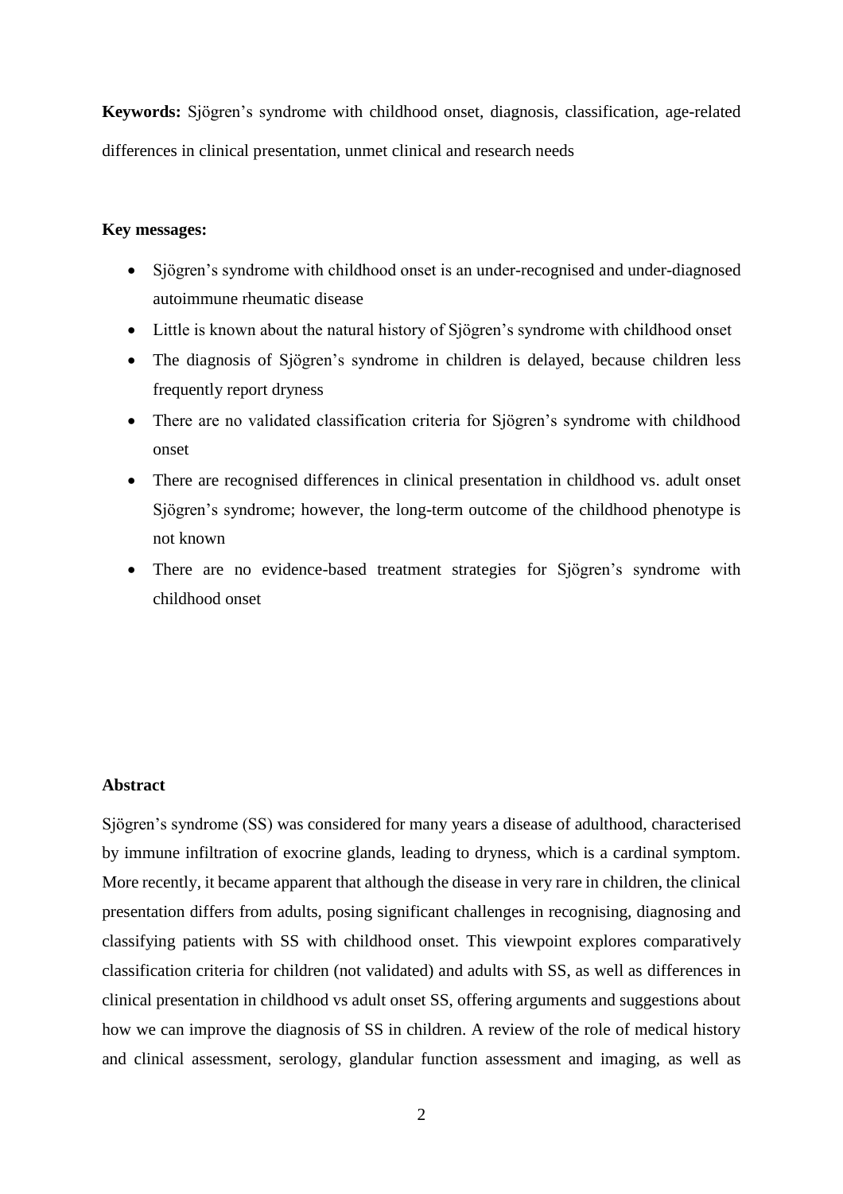**Keywords:** Sjögren's syndrome with childhood onset, diagnosis, classification, age-related differences in clinical presentation, unmet clinical and research needs

**Key messages:**

- Sjögren's syndrome with childhood onset is an under-recognised and under-diagnosed autoimmune rheumatic disease
- Little is known about the natural history of Sjögren's syndrome with childhood onset
- The diagnosis of Sjögren's syndrome in children is delayed, because children less frequently report dryness
- There are no validated classification criteria for Sjögren's syndrome with childhood onset
- There are recognised differences in clinical presentation in childhood vs. adult onset Sjögren's syndrome; however, the long-term outcome of the childhood phenotype is not known
- There are no evidence-based treatment strategies for Sjögren's syndrome with childhood onset

**Abstract**

Sjögren's syndrome (SS) was considered for many years a disease of adulthood, characterised by immune infiltration of exocrine glands, leading to dryness, which is a cardinal symptom. More recently, it became apparent that although the disease in very rare in children, the clinical presentation differs from adults, posing significant challenges in recognising, diagnosing and classifying patients with SS with childhood onset. This viewpoint explores comparatively classification criteria for children (not validated) and adults with SS, as well as differences in clinical presentation in childhood vs adult onset SS, offering arguments and suggestions about how we can improve the diagnosis of SS in children. A review of the role of medical history and clinical assessment, serology, glandular function assessment and imaging, as well as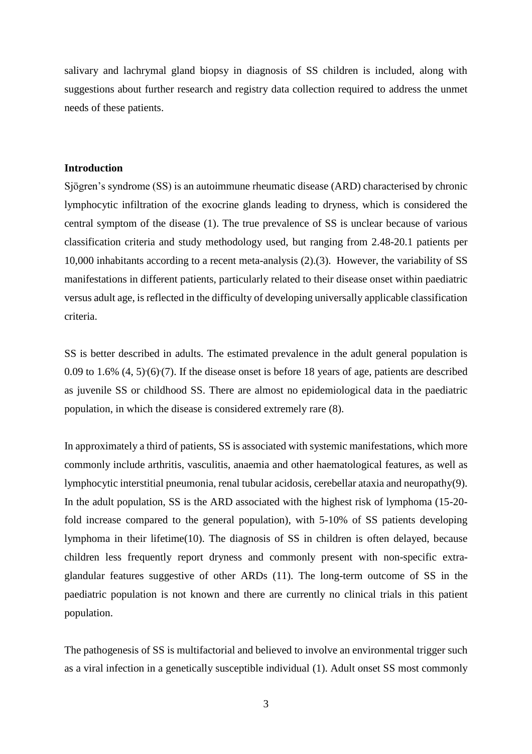salivary and lachrymal gland biopsy in diagnosis of SS children is included, along with suggestions about further research and registry data collection required to address the unmet needs of these patients.

**Introduction**

Sjögren's syndrome (SS) is an autoimmune rheumatic disease (ARD) characterised by chronic lymphocytic infiltration of the exocrine glands leading to dryness, which is considered the central symptom of the disease (1). The true prevalence of SS is unclear because of various classification criteria and study methodology used, but ranging from 2.48-20.1 patients per 10,000 inhabitants according to a recent meta-analysis (2).(3). However, the variability of SS manifestations in different patients, particularly related to their disease onset within paediatric versus adult age, is reflected in the difficulty of developing universally applicable classification criteria.

SS is better described in adults. The estimated prevalence in the adult general population is 0.09 to 1.6% (4, 5),(6),(7). If the disease onset is before 18 years of age, patients are described as juvenile SS or childhood SS. There are almost no epidemiological data in the paediatric population, in which the disease is considered extremely rare (8).

In approximately a third of patients, SS is associated with systemic manifestations, which more commonly include arthritis, vasculitis, anaemia and other haematological features, as well as lymphocytic interstitial pneumonia, renal tubular acidosis, cerebellar ataxia and neuropathy(9). In the adult population, SS is the ARD associated with the highest risk of lymphoma (15-20-fold increase compared to the general population), with 5-10% of SS patients developing lymphoma in their lifetime(10). The diagnosis of SS in children is often delayed, because children less frequently report dryness and commonly present with non-specific extra-glandular features suggestive of other ARDs (11). The long-term outcome of SS in the paediatric population is not known and there are currently no clinical trials in this patient population.

The pathogenesis of SS is multifactorial and believed to involve an environmental trigger such as a viral infection in a genetically susceptible individual (1). Adult onset SS most commonly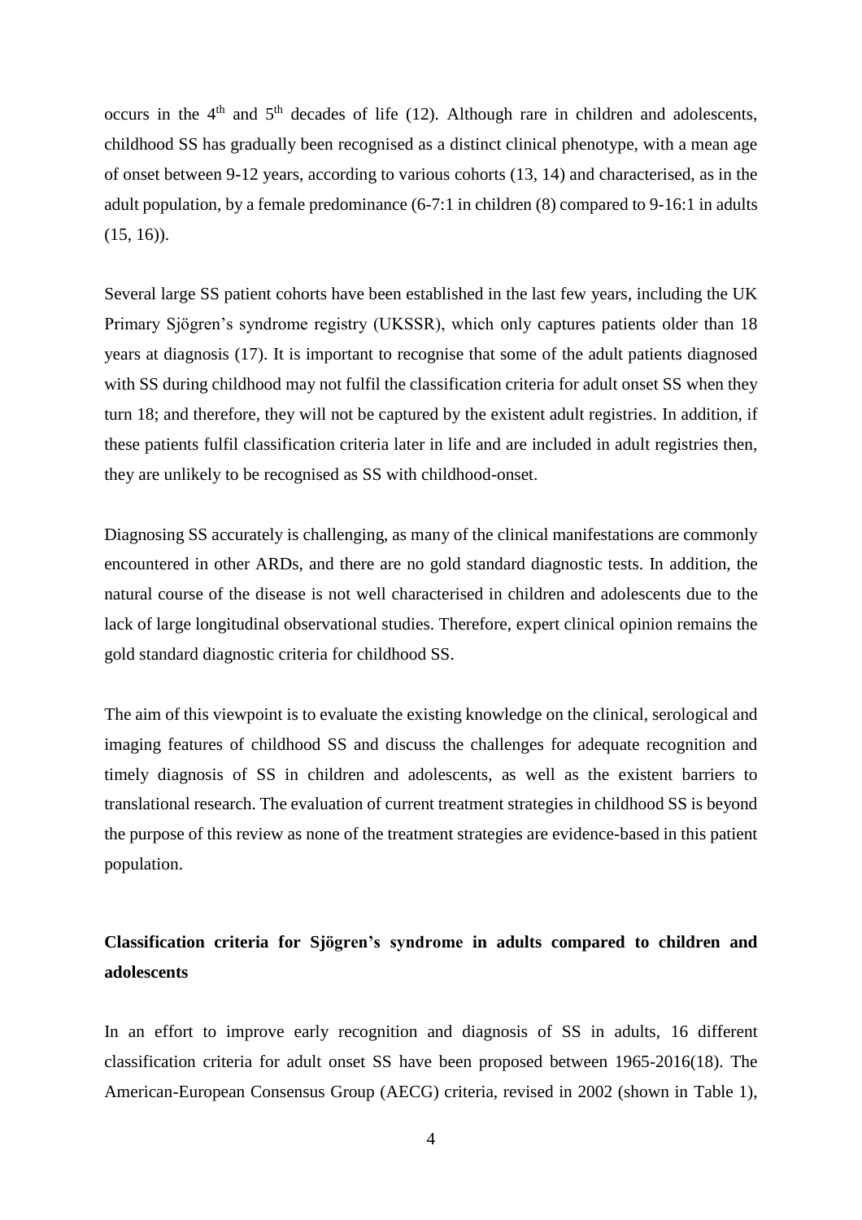occurs in the $4^{th}$ and $5^{th}$ decades of life (12). Although rare in children and adolescents, childhood SS has gradually been recognised as a distinct clinical phenotype, with a mean age of onset between 9-12 years, according to various cohorts (13, 14) and characterised, as in the adult population, by a female predominance (6-7:1 in children (8) compared to 9-16:1 in adults (15, 16)).

Several large SS patient cohorts have been established in the last few years, including the UK Primary Sjögren's syndrome registry (UKSSR), which only captures patients older than 18 years at diagnosis (17). It is important to recognise that some of the adult patients diagnosed with SS during childhood may not fulfil the classification criteria for adult onset SS when they turn 18; and therefore, they will not be captured by the existent adult registries. In addition, if these patients fulfil classification criteria later in life and are included in adult registries then, they are unlikely to be recognised as SS with childhood-onset.

Diagnosing SS accurately is challenging, as many of the clinical manifestations are commonly encountered in other ARDs, and there are no gold standard diagnostic tests. In addition, the natural course of the disease is not well characterised in children and adolescents due to the lack of large longitudinal observational studies. Therefore, expert clinical opinion remains the gold standard diagnostic criteria for childhood SS.

The aim of this viewpoint is to evaluate the existing knowledge on the clinical, serological and imaging features of childhood SS and discuss the challenges for adequate recognition and timely diagnosis of SS in children and adolescents, as well as the existent barriers to translational research. The evaluation of current treatment strategies in childhood SS is beyond the purpose of this review as none of the treatment strategies are evidence-based in this patient population.

## Classification criteria for Sjögren's syndrome in adults compared to children and adolescents

In an effort to improve early recognition and diagnosis of SS in adults, 16 different classification criteria for adult onset SS have been proposed between 1965-2016(18). The American-European Consensus Group (AECG) criteria, revised in 2002 (shown in Table 1),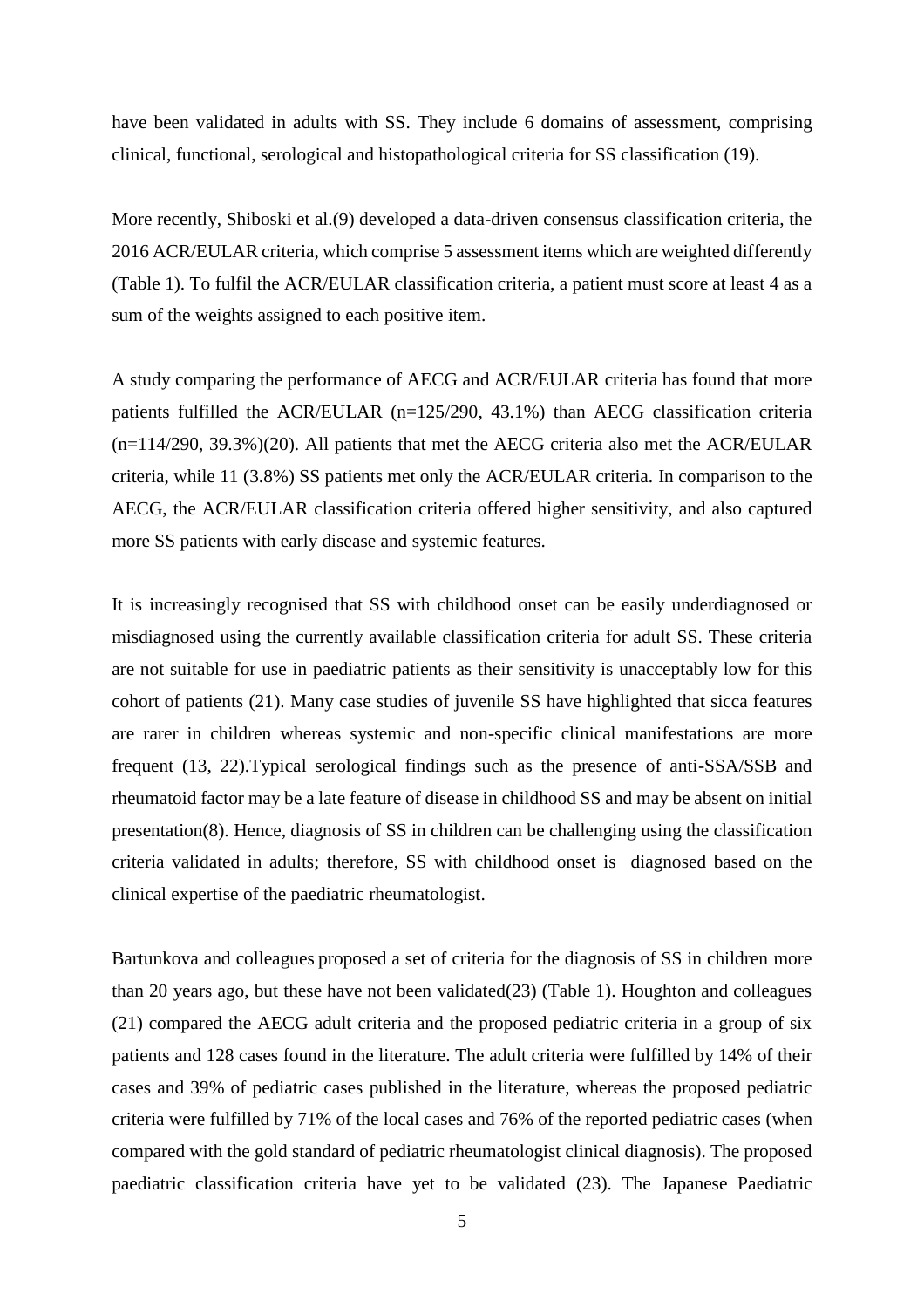have been validated in adults with SS. They include 6 domains of assessment, comprising clinical, functional, serological and histopathological criteria for SS classification (19).

More recently, Shiboski et al.(9) developed a data-driven consensus classification criteria, the 2016 ACR/EULAR criteria, which comprise 5 assessment items which are weighted differently (Table 1). To fulfil the ACR/EULAR classification criteria, a patient must score at least 4 as a sum of the weights assigned to each positive item.

A study comparing the performance of AECG and ACR/EULAR criteria has found that more patients fulfilled the ACR/EULAR (n=125/290, 43.1%) than AECG classification criteria (n=114/290, 39.3%)(20). All patients that met the AECG criteria also met the ACR/EULAR criteria, while 11 (3.8%) SS patients met only the ACR/EULAR criteria. In comparison to the AECG, the ACR/EULAR classification criteria offered higher sensitivity, and also captured more SS patients with early disease and systemic features.

It is increasingly recognised that SS with childhood onset can be easily underdiagnosed or misdiagnosed using the currently available classification criteria for adult SS. These criteria are not suitable for use in paediatric patients as their sensitivity is unacceptably low for this cohort of patients (21). Many case studies of juvenile SS have highlighted that sicca features are rarer in children whereas systemic and non-specific clinical manifestations are more frequent (13, 22).Typical serological findings such as the presence of anti-SSA/SSB and rheumatoid factor may be a late feature of disease in childhood SS and may be absent on initial presentation(8). Hence, diagnosis of SS in children can be challenging using the classification criteria validated in adults; therefore, SS with childhood onset is diagnosed based on the clinical expertise of the paediatric rheumatologist.

Bartunkova and colleagues proposed a set of criteria for the diagnosis of SS in children more than 20 years ago, but these have not been validated(23) (Table 1). Houghton and colleagues (21) compared the AECG adult criteria and the proposed pediatric criteria in a group of six patients and 128 cases found in the literature. The adult criteria were fulfilled by 14% of their cases and 39% of pediatric cases published in the literature, whereas the proposed pediatric criteria were fulfilled by 71% of the local cases and 76% of the reported pediatric cases (when compared with the gold standard of pediatric rheumatologist clinical diagnosis). The proposed paediatric classification criteria have yet to be validated (23). The Japanese Paediatric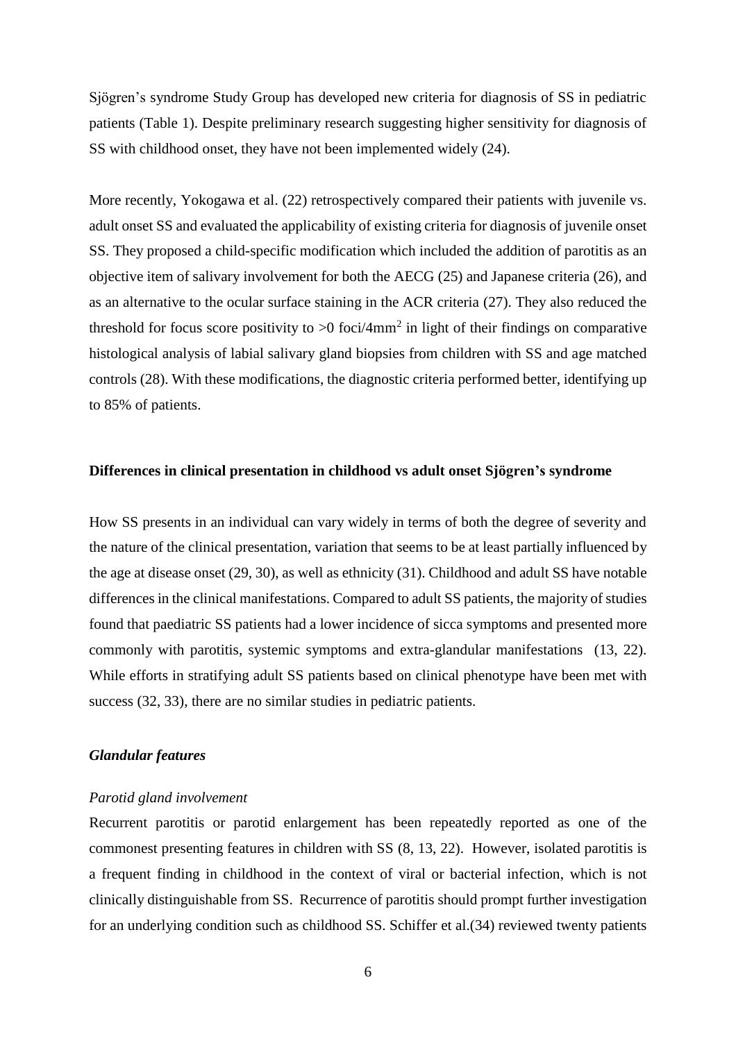Sjögren's syndrome Study Group has developed new criteria for diagnosis of SS in pediatric patients (Table 1). Despite preliminary research suggesting higher sensitivity for diagnosis of SS with childhood onset, they have not been implemented widely (24).

More recently, Yokogawa et al. (22) retrospectively compared their patients with juvenile vs. adult onset SS and evaluated the applicability of existing criteria for diagnosis of juvenile onset SS. They proposed a child-specific modification which included the addition of parotitis as an objective item of salivary involvement for both the AECG (25) and Japanese criteria (26), and as an alternative to the ocular surface staining in the ACR criteria (27). They also reduced the threshold for focus score positivity to >0 foci/4mm$^2$ in light of their findings on comparative histological analysis of labial salivary gland biopsies from children with SS and age matched controls (28). With these modifications, the diagnostic criteria performed better, identifying up to 85% of patients.

### Differences in clinical presentation in childhood vs adult onset Sjögren's syndrome

How SS presents in an individual can vary widely in terms of both the degree of severity and the nature of the clinical presentation, variation that seems to be at least partially influenced by the age at disease onset (29, 30), as well as ethnicity (31). Childhood and adult SS have notable differences in the clinical manifestations. Compared to adult SS patients, the majority of studies found that paediatric SS patients had a lower incidence of sicca symptoms and presented more commonly with parotitis, systemic symptoms and extra-glandular manifestations (13, 22). While efforts in stratifying adult SS patients based on clinical phenotype have been met with success (32, 33), there are no similar studies in pediatric patients.

#### *Glandular features*

*Parotid gland involvement*

Recurrent parotitis or parotid enlargement has been repeatedly reported as one of the commonest presenting features in children with SS (8, 13, 22). However, isolated parotitis is a frequent finding in childhood in the context of viral or bacterial infection, which is not clinically distinguishable from SS. Recurrence of parotitis should prompt further investigation for an underlying condition such as childhood SS. Schiffer et al.(34) reviewed twenty patients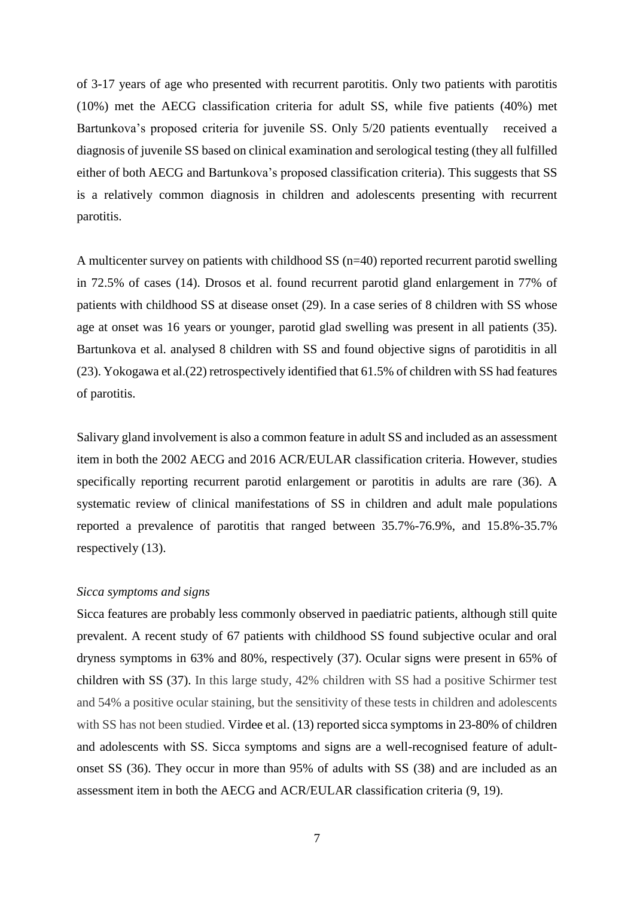of 3-17 years of age who presented with recurrent parotitis. Only two patients with parotitis (10%) met the AECG classification criteria for adult SS, while five patients (40%) met Bartunkova's proposed criteria for juvenile SS. Only 5/20 patients eventually received a diagnosis of juvenile SS based on clinical examination and serological testing (they all fulfilled either of both AECG and Bartunkova's proposed classification criteria). This suggests that SS is a relatively common diagnosis in children and adolescents presenting with recurrent parotitis.

A multicenter survey on patients with childhood SS (n=40) reported recurrent parotid swelling in 72.5% of cases (14). Drosos et al. found recurrent parotid gland enlargement in 77% of patients with childhood SS at disease onset (29). In a case series of 8 children with SS whose age at onset was 16 years or younger, parotid glad swelling was present in all patients (35). Bartunkova et al. analysed 8 children with SS and found objective signs of parotiditis in all (23). Yokogawa et al.(22) retrospectively identified that 61.5% of children with SS had features of parotitis.

Salivary gland involvement is also a common feature in adult SS and included as an assessment item in both the 2002 AECG and 2016 ACR/EULAR classification criteria. However, studies specifically reporting recurrent parotid enlargement or parotitis in adults are rare (36). A systematic review of clinical manifestations of SS in children and adult male populations reported a prevalence of parotitis that ranged between 35.7%-76.9%, and 15.8%-35.7% respectively (13).

*Sicca symptoms and signs*

Sicca features are probably less commonly observed in paediatric patients, although still quite prevalent. A recent study of 67 patients with childhood SS found subjective ocular and oral dryness symptoms in 63% and 80%, respectively (37). Ocular signs were present in 65% of children with SS (37). In this large study, 42% children with SS had a positive Schirmer test and 54% a positive ocular staining, but the sensitivity of these tests in children and adolescents with SS has not been studied. Virdee et al. (13) reported sicca symptoms in 23-80% of children and adolescents with SS. Sicca symptoms and signs are a well-recognised feature of adult-onset SS (36). They occur in more than 95% of adults with SS (38) and are included as an assessment item in both the AECG and ACR/EULAR classification criteria (9, 19).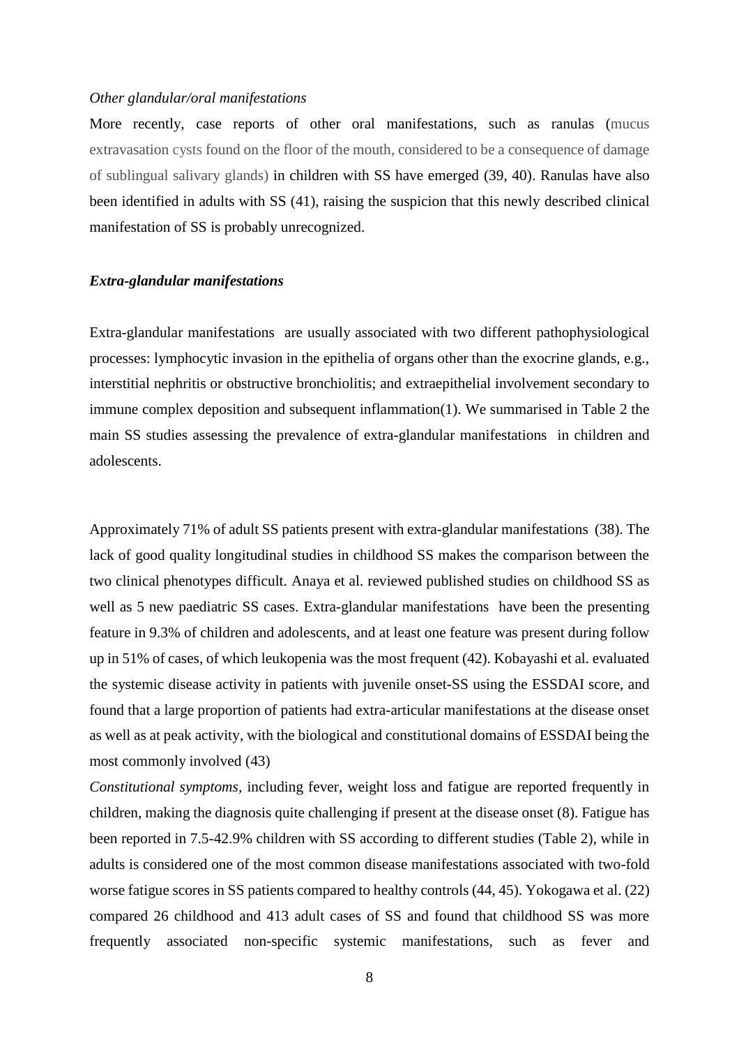*Other glandular/oral manifestations*

More recently, case reports of other oral manifestations, such as ranulas (mucus extravasation cysts found on the floor of the mouth, considered to be a consequence of damage of sublingual salivary glands) in children with SS have emerged (39, 40). Ranulas have also been identified in adults with SS (41), raising the suspicion that this newly described clinical manifestation of SS is probably unrecognized.

***Extra-glandular manifestations***

Extra-glandular manifestations are usually associated with two different pathophysiological processes: lymphocytic invasion in the epithelia of organs other than the exocrine glands, e.g., interstitial nephritis or obstructive bronchiolitis; and extraepithelial involvement secondary to immune complex deposition and subsequent inflammation(1). We summarised in Table 2 the main SS studies assessing the prevalence of extra-glandular manifestations in children and adolescents.

Approximately 71% of adult SS patients present with extra-glandular manifestations (38). The lack of good quality longitudinal studies in childhood SS makes the comparison between the two clinical phenotypes difficult. Anaya et al. reviewed published studies on childhood SS as well as 5 new paediatric SS cases. Extra-glandular manifestations have been the presenting feature in 9.3% of children and adolescents, and at least one feature was present during follow up in 51% of cases, of which leukopenia was the most frequent (42). Kobayashi et al. evaluated the systemic disease activity in patients with juvenile onset-SS using the ESSDAI score, and found that a large proportion of patients had extra-articular manifestations at the disease onset as well as at peak activity, with the biological and constitutional domains of ESSDAI being the most commonly involved (43)

*Constitutional symptoms,* including fever, weight loss and fatigue are reported frequently in children, making the diagnosis quite challenging if present at the disease onset (8). Fatigue has been reported in 7.5-42.9% children with SS according to different studies (Table 2), while in adults is considered one of the most common disease manifestations associated with two-fold worse fatigue scores in SS patients compared to healthy controls (44, 45). Yokogawa et al. (22) compared 26 childhood and 413 adult cases of SS and found that childhood SS was more frequently associated non-specific systemic manifestations, such as fever and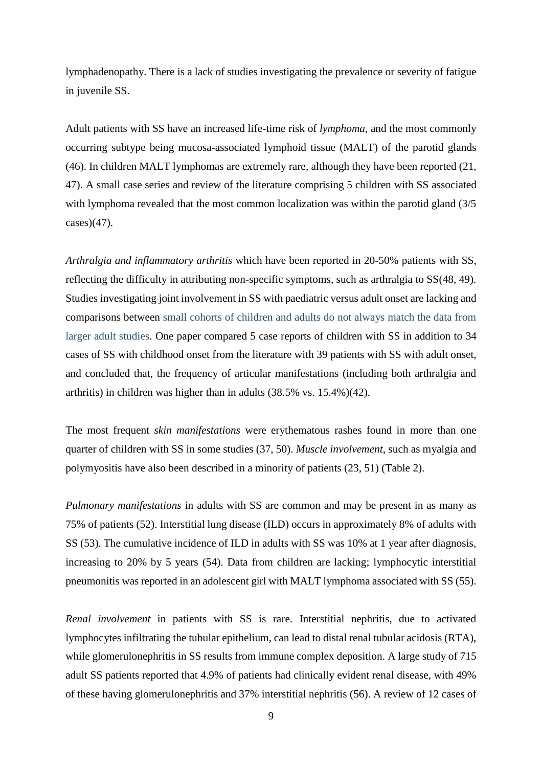lymphadenopathy. There is a lack of studies investigating the prevalence or severity of fatigue in juvenile SS.

Adult patients with SS have an increased life-time risk of *lymphoma*, and the most commonly occurring subtype being mucosa-associated lymphoid tissue (MALT) of the parotid glands (46). In children MALT lymphomas are extremely rare, although they have been reported (21, 47). A small case series and review of the literature comprising 5 children with SS associated with lymphoma revealed that the most common localization was within the parotid gland (3/5 cases)(47).

*Arthralgia and inflammatory arthritis* which have been reported in 20-50% patients with SS, reflecting the difficulty in attributing non-specific symptoms, such as arthralgia to SS(48, 49). Studies investigating joint involvement in SS with paediatric versus adult onset are lacking and comparisons between small cohorts of children and adults do not always match the data from larger adult studies. One paper compared 5 case reports of children with SS in addition to 34 cases of SS with childhood onset from the literature with 39 patients with SS with adult onset, and concluded that, the frequency of articular manifestations (including both arthralgia and arthritis) in children was higher than in adults (38.5% vs. 15.4%)(42).

The most frequent *skin manifestations* were erythematous rashes found in more than one quarter of children with SS in some studies (37, 50). *Muscle involvement*, such as myalgia and polymyositis have also been described in a minority of patients (23, 51) (Table 2).

*Pulmonary manifestations* in adults with SS are common and may be present in as many as 75% of patients (52). Interstitial lung disease (ILD) occurs in approximately 8% of adults with SS (53). The cumulative incidence of ILD in adults with SS was 10% at 1 year after diagnosis, increasing to 20% by 5 years (54). Data from children are lacking; lymphocytic interstitial pneumonitis was reported in an adolescent girl with MALT lymphoma associated with SS (55).

*Renal involvement* in patients with SS is rare. Interstitial nephritis, due to activated lymphocytes infiltrating the tubular epithelium, can lead to distal renal tubular acidosis (RTA), while glomerulonephritis in SS results from immune complex deposition. A large study of 715 adult SS patients reported that 4.9% of patients had clinically evident renal disease, with 49% of these having glomerulonephritis and 37% interstitial nephritis (56). A review of 12 cases of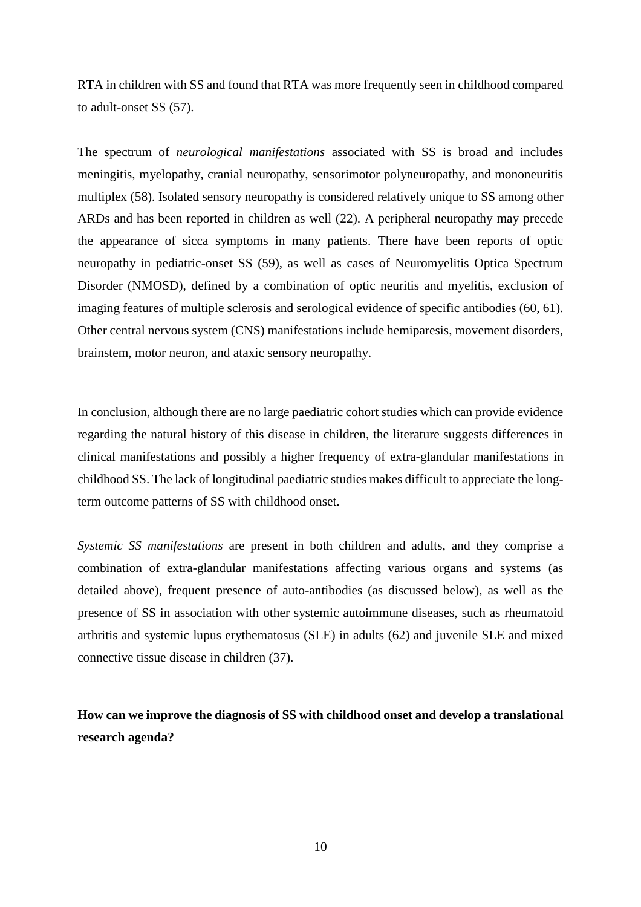RTA in children with SS and found that RTA was more frequently seen in childhood compared to adult-onset SS (57).

The spectrum of *neurological manifestations* associated with SS is broad and includes meningitis, myelopathy, cranial neuropathy, sensorimotor polyneuropathy, and mononeuritis multiplex (58). Isolated sensory neuropathy is considered relatively unique to SS among other ARDs and has been reported in children as well (22). A peripheral neuropathy may precede the appearance of sicca symptoms in many patients. There have been reports of optic neuropathy in pediatric-onset SS (59), as well as cases of Neuromyelitis Optica Spectrum Disorder (NMOSD), defined by a combination of optic neuritis and myelitis, exclusion of imaging features of multiple sclerosis and serological evidence of specific antibodies (60, 61). Other central nervous system (CNS) manifestations include hemiparesis, movement disorders, brainstem, motor neuron, and ataxic sensory neuropathy.

In conclusion, although there are no large paediatric cohort studies which can provide evidence regarding the natural history of this disease in children, the literature suggests differences in clinical manifestations and possibly a higher frequency of extra-glandular manifestations in childhood SS. The lack of longitudinal paediatric studies makes difficult to appreciate the long-term outcome patterns of SS with childhood onset.

*Systemic SS manifestations* are present in both children and adults, and they comprise a combination of extra-glandular manifestations affecting various organs and systems (as detailed above), frequent presence of auto-antibodies (as discussed below), as well as the presence of SS in association with other systemic autoimmune diseases, such as rheumatoid arthritis and systemic lupus erythematosus (SLE) in adults (62) and juvenile SLE and mixed connective tissue disease in children (37).

**How can we improve the diagnosis of SS with childhood onset and develop a translational research agenda?**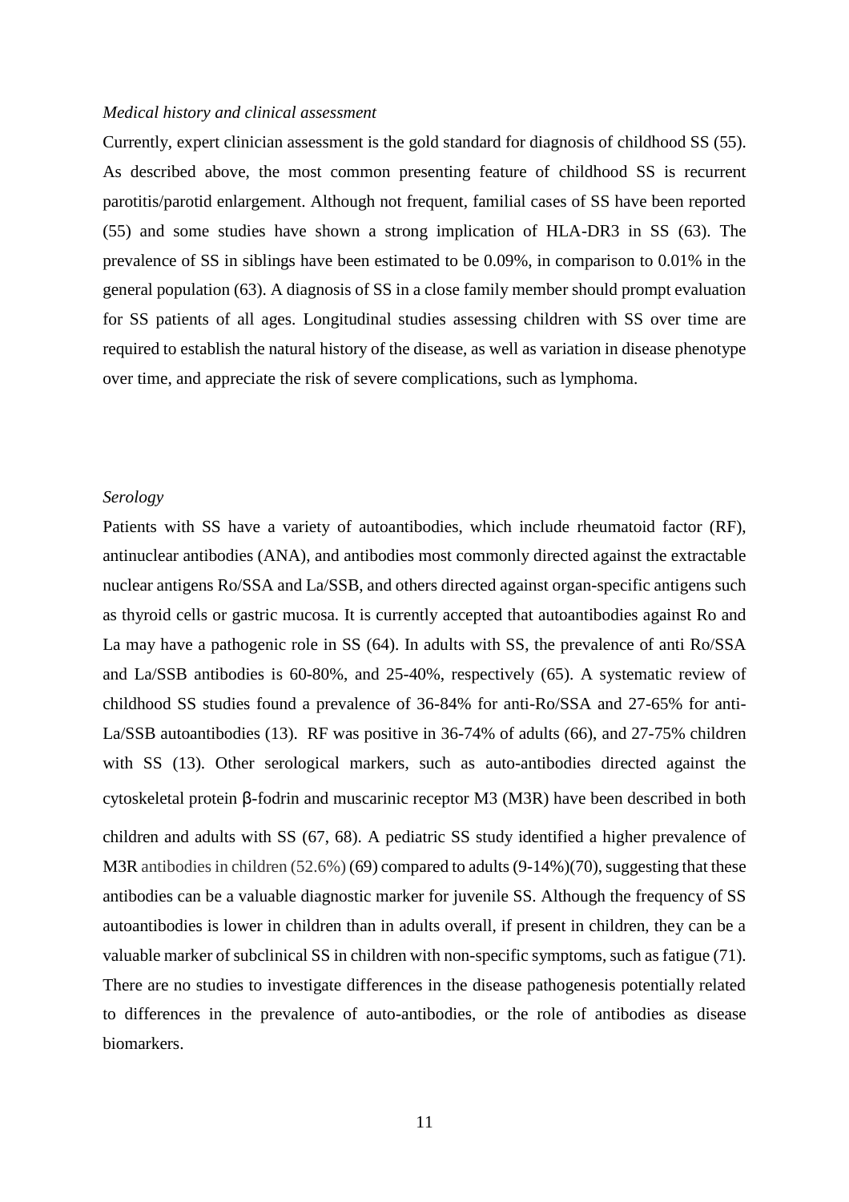*Medical history and clinical assessment*

Currently, expert clinician assessment is the gold standard for diagnosis of childhood SS (55). As described above, the most common presenting feature of childhood SS is recurrent parotitis/parotid enlargement. Although not frequent, familial cases of SS have been reported (55) and some studies have shown a strong implication of HLA-DR3 in SS (63). The prevalence of SS in siblings have been estimated to be 0.09%, in comparison to 0.01% in the general population (63). A diagnosis of SS in a close family member should prompt evaluation for SS patients of all ages. Longitudinal studies assessing children with SS over time are required to establish the natural history of the disease, as well as variation in disease phenotype over time, and appreciate the risk of severe complications, such as lymphoma.

*Serology*

Patients with SS have a variety of autoantibodies, which include rheumatoid factor (RF), antinuclear antibodies (ANA), and antibodies most commonly directed against the extractable nuclear antigens Ro/SSA and La/SSB, and others directed against organ-specific antigens such as thyroid cells or gastric mucosa. It is currently accepted that autoantibodies against Ro and La may have a pathogenic role in SS (64). In adults with SS, the prevalence of anti Ro/SSA and La/SSB antibodies is 60-80%, and 25-40%, respectively (65). A systematic review of childhood SS studies found a prevalence of 36-84% for anti-Ro/SSA and 27-65% for anti-La/SSB autoantibodies (13). RF was positive in 36-74% of adults (66), and 27-75% children with SS (13). Other serological markers, such as auto-antibodies directed against the cytoskeletal protein β-fodrin and muscarinic receptor M3 (M3R) have been described in both children and adults with SS (67, 68). A pediatric SS study identified a higher prevalence of M3R antibodies in children (52.6%) (69) compared to adults (9-14%)(70), suggesting that these antibodies can be a valuable diagnostic marker for juvenile SS. Although the frequency of SS autoantibodies is lower in children than in adults overall, if present in children, they can be a valuable marker of subclinical SS in children with non-specific symptoms, such as fatigue (71). There are no studies to investigate differences in the disease pathogenesis potentially related to differences in the prevalence of auto-antibodies, or the role of antibodies as disease biomarkers.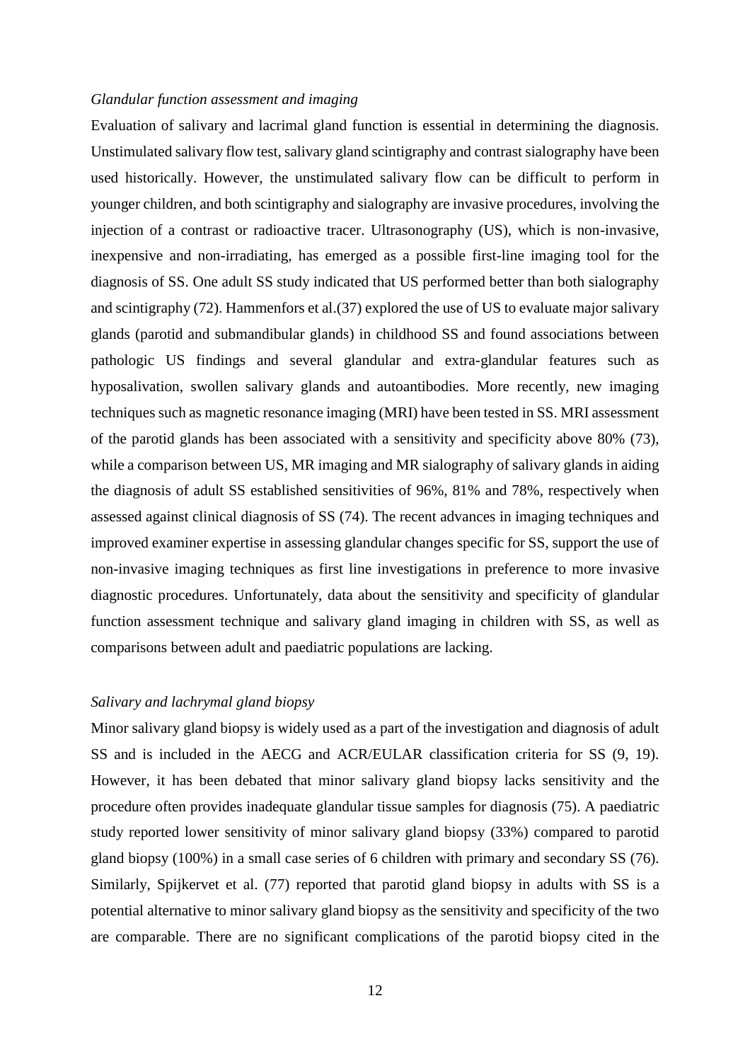*Glandular function assessment and imaging*

Evaluation of salivary and lacrimal gland function is essential in determining the diagnosis. Unstimulated salivary flow test, salivary gland scintigraphy and contrast sialography have been used historically. However, the unstimulated salivary flow can be difficult to perform in younger children, and both scintigraphy and sialography are invasive procedures, involving the injection of a contrast or radioactive tracer. Ultrasonography (US), which is non-invasive, inexpensive and non-irradiating, has emerged as a possible first-line imaging tool for the diagnosis of SS. One adult SS study indicated that US performed better than both sialography and scintigraphy (72). Hammenfors et al.(37) explored the use of US to evaluate major salivary glands (parotid and submandibular glands) in childhood SS and found associations between pathologic US findings and several glandular and extra-glandular features such as hyposalivation, swollen salivary glands and autoantibodies. More recently, new imaging techniques such as magnetic resonance imaging (MRI) have been tested in SS. MRI assessment of the parotid glands has been associated with a sensitivity and specificity above 80% (73), while a comparison between US, MR imaging and MR sialography of salivary glands in aiding the diagnosis of adult SS established sensitivities of 96%, 81% and 78%, respectively when assessed against clinical diagnosis of SS (74). The recent advances in imaging techniques and improved examiner expertise in assessing glandular changes specific for SS, support the use of non-invasive imaging techniques as first line investigations in preference to more invasive diagnostic procedures. Unfortunately, data about the sensitivity and specificity of glandular function assessment technique and salivary gland imaging in children with SS, as well as comparisons between adult and paediatric populations are lacking.

*Salivary and lachrymal gland biopsy*

Minor salivary gland biopsy is widely used as a part of the investigation and diagnosis of adult SS and is included in the AECG and ACR/EULAR classification criteria for SS (9, 19). However, it has been debated that minor salivary gland biopsy lacks sensitivity and the procedure often provides inadequate glandular tissue samples for diagnosis (75). A paediatric study reported lower sensitivity of minor salivary gland biopsy (33%) compared to parotid gland biopsy (100%) in a small case series of 6 children with primary and secondary SS (76). Similarly, Spijkervet et al. (77) reported that parotid gland biopsy in adults with SS is a potential alternative to minor salivary gland biopsy as the sensitivity and specificity of the two are comparable. There are no significant complications of the parotid biopsy cited in the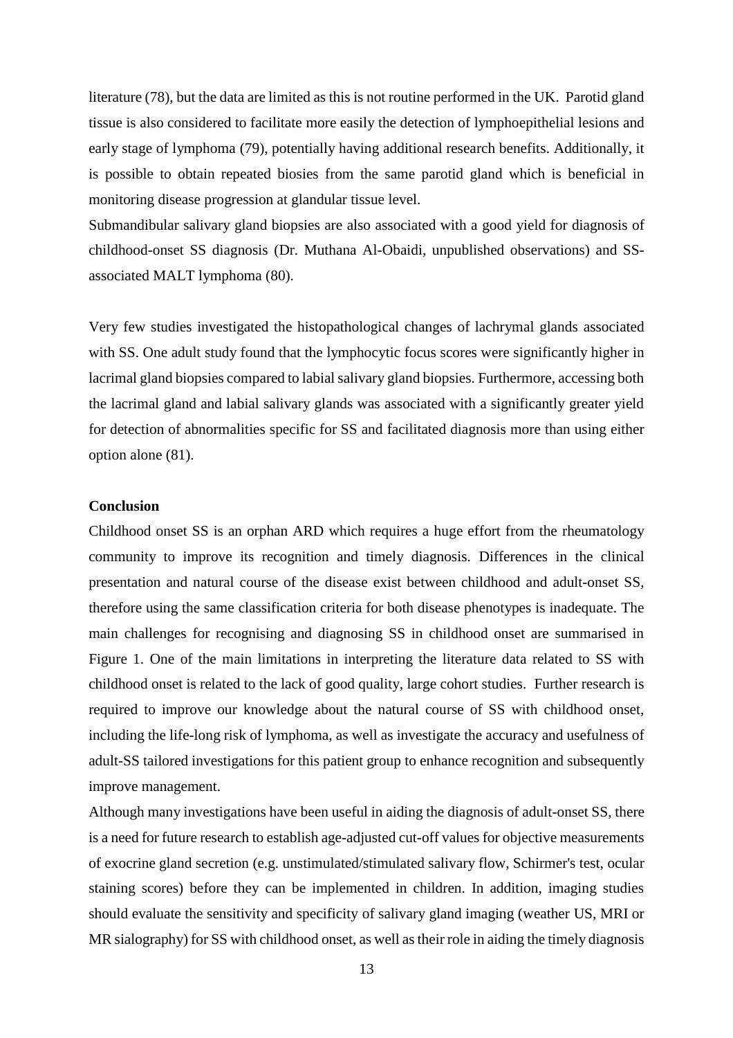literature (78), but the data are limited as this is not routine performed in the UK. Parotid gland tissue is also considered to facilitate more easily the detection of lymphoepithelial lesions and early stage of lymphoma (79), potentially having additional research benefits. Additionally, it is possible to obtain repeated biosies from the same parotid gland which is beneficial in monitoring disease progression at glandular tissue level.

Submandibular salivary gland biopsies are also associated with a good yield for diagnosis of childhood-onset SS diagnosis (Dr. Muthana Al-Obaidi, unpublished observations) and SS-associated MALT lymphoma (80).

Very few studies investigated the histopathological changes of lachrymal glands associated with SS. One adult study found that the lymphocytic focus scores were significantly higher in lacrimal gland biopsies compared to labial salivary gland biopsies. Furthermore, accessing both the lacrimal gland and labial salivary glands was associated with a significantly greater yield for detection of abnormalities specific for SS and facilitated diagnosis more than using either option alone (81).

**Conclusion**

Childhood onset SS is an orphan ARD which requires a huge effort from the rheumatology community to improve its recognition and timely diagnosis. Differences in the clinical presentation and natural course of the disease exist between childhood and adult-onset SS, therefore using the same classification criteria for both disease phenotypes is inadequate. The main challenges for recognising and diagnosing SS in childhood onset are summarised in Figure 1. One of the main limitations in interpreting the literature data related to SS with childhood onset is related to the lack of good quality, large cohort studies. Further research is required to improve our knowledge about the natural course of SS with childhood onset, including the life-long risk of lymphoma, as well as investigate the accuracy and usefulness of adult-SS tailored investigations for this patient group to enhance recognition and subsequently improve management.

Although many investigations have been useful in aiding the diagnosis of adult-onset SS, there is a need for future research to establish age-adjusted cut-off values for objective measurements of exocrine gland secretion (e.g. unstimulated/stimulated salivary flow, Schirmer's test, ocular staining scores) before they can be implemented in children. In addition, imaging studies should evaluate the sensitivity and specificity of salivary gland imaging (weather US, MRI or MR sialography) for SS with childhood onset, as well as their role in aiding the timely diagnosis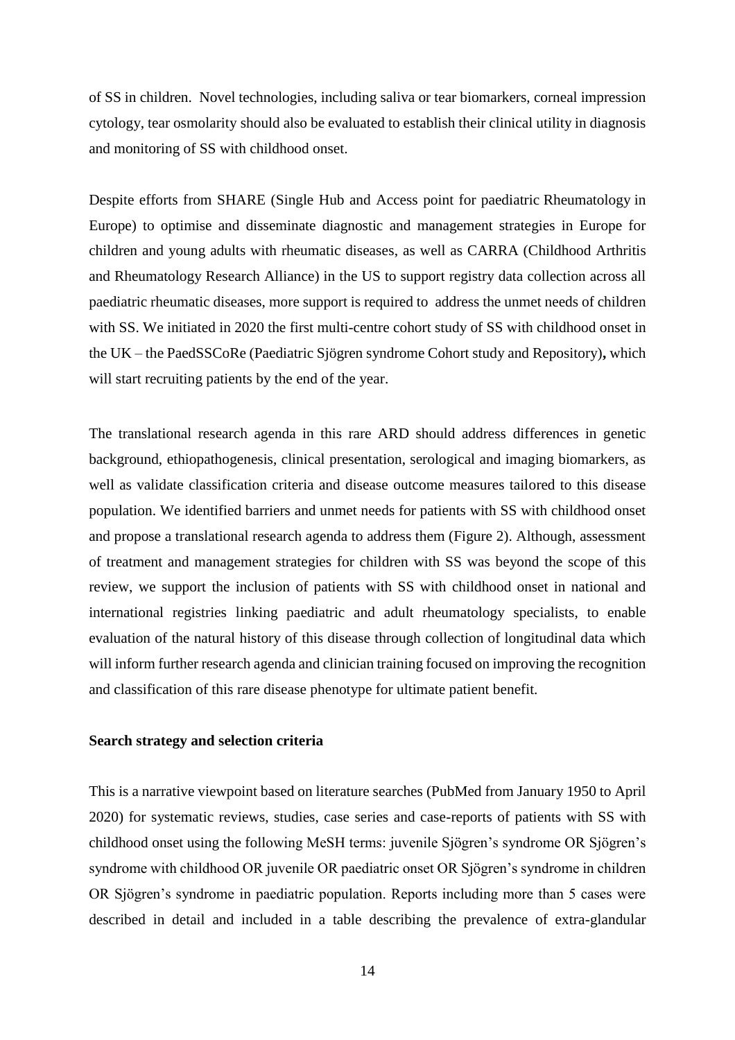of SS in children. Novel technologies, including saliva or tear biomarkers, corneal impression cytology, tear osmolarity should also be evaluated to establish their clinical utility in diagnosis and monitoring of SS with childhood onset.

Despite efforts from SHARE (Single Hub and Access point for paediatric Rheumatology in Europe) to optimise and disseminate diagnostic and management strategies in Europe for children and young adults with rheumatic diseases, as well as CARRA (Childhood Arthritis and Rheumatology Research Alliance) in the US to support registry data collection across all paediatric rheumatic diseases, more support is required to address the unmet needs of children with SS. We initiated in 2020 the first multi-centre cohort study of SS with childhood onset in the UK – the PaedSSCoRe (Paediatric Sjögren syndrome Cohort study and Repository)**,** which will start recruiting patients by the end of the year.

The translational research agenda in this rare ARD should address differences in genetic background, ethiopathogenesis, clinical presentation, serological and imaging biomarkers, as well as validate classification criteria and disease outcome measures tailored to this disease population. We identified barriers and unmet needs for patients with SS with childhood onset and propose a translational research agenda to address them (Figure 2). Although, assessment of treatment and management strategies for children with SS was beyond the scope of this review, we support the inclusion of patients with SS with childhood onset in national and international registries linking paediatric and adult rheumatology specialists, to enable evaluation of the natural history of this disease through collection of longitudinal data which will inform further research agenda and clinician training focused on improving the recognition and classification of this rare disease phenotype for ultimate patient benefit.

**Search strategy and selection criteria**

This is a narrative viewpoint based on literature searches (PubMed from January 1950 to April 2020) for systematic reviews, studies, case series and case-reports of patients with SS with childhood onset using the following MeSH terms: juvenile Sjögren's syndrome OR Sjögren's syndrome with childhood OR juvenile OR paediatric onset OR Sjögren's syndrome in children OR Sjögren's syndrome in paediatric population. Reports including more than 5 cases were described in detail and included in a table describing the prevalence of extra-glandular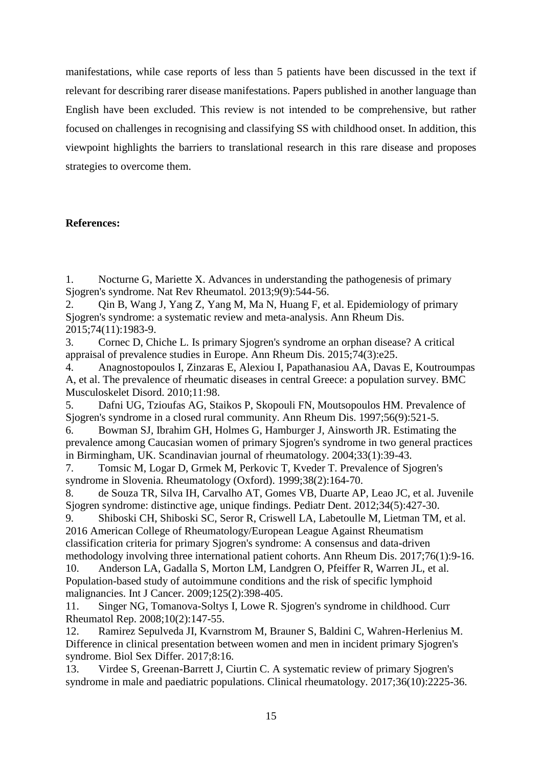manifestations, while case reports of less than 5 patients have been discussed in the text if relevant for describing rarer disease manifestations. Papers published in another language than English have been excluded. This review is not intended to be comprehensive, but rather focused on challenges in recognising and classifying SS with childhood onset. In addition, this viewpoint highlights the barriers to translational research in this rare disease and proposes strategies to overcome them.

**References:**

1. Nocturne G, Mariette X. Advances in understanding the pathogenesis of primary Sjogren's syndrome. Nat Rev Rheumatol. 2013;9(9):544-56.
2. Qin B, Wang J, Yang Z, Yang M, Ma N, Huang F, et al. Epidemiology of primary Sjogren's syndrome: a systematic review and meta-analysis. Ann Rheum Dis. 2015;74(11):1983-9.
3. Cornec D, Chiche L. Is primary Sjogren's syndrome an orphan disease? A critical appraisal of prevalence studies in Europe. Ann Rheum Dis. 2015;74(3):e25.
4. Anagnostopoulos I, Zinzaras E, Alexiou I, Papathanasiou AA, Davas E, Koutroumpas A, et al. The prevalence of rheumatic diseases in central Greece: a population survey. BMC Musculoskelet Disord. 2010;11:98.
5. Dafni UG, Tzioufas AG, Staikos P, Skopouli FN, Moutsopoulos HM. Prevalence of Sjogren's syndrome in a closed rural community. Ann Rheum Dis. 1997;56(9):521-5.
6. Bowman SJ, Ibrahim GH, Holmes G, Hamburger J, Ainsworth JR. Estimating the prevalence among Caucasian women of primary Sjogren's syndrome in two general practices in Birmingham, UK. Scandinavian journal of rheumatology. 2004;33(1):39-43.
7. Tomsic M, Logar D, Grmek M, Perkovic T, Kveder T. Prevalence of Sjogren's syndrome in Slovenia. Rheumatology (Oxford). 1999;38(2):164-70.
8. de Souza TR, Silva IH, Carvalho AT, Gomes VB, Duarte AP, Leao JC, et al. Juvenile Sjogren syndrome: distinctive age, unique findings. Pediatr Dent. 2012;34(5):427-30.
9. Shiboski CH, Shiboski SC, Seror R, Criswell LA, Labetoulle M, Lietman TM, et al. 2016 American College of Rheumatology/European League Against Rheumatism classification criteria for primary Sjogren's syndrome: A consensus and data-driven methodology involving three international patient cohorts. Ann Rheum Dis. 2017;76(1):9-16.
10. Anderson LA, Gadalla S, Morton LM, Landgren O, Pfeiffer R, Warren JL, et al. Population-based study of autoimmune conditions and the risk of specific lymphoid malignancies. Int J Cancer. 2009;125(2):398-405.
11. Singer NG, Tomanova-Soltys I, Lowe R. Sjogren's syndrome in childhood. Curr Rheumatol Rep. 2008;10(2):147-55.
12. Ramirez Sepulveda JI, Kvarnstrom M, Brauner S, Baldini C, Wahren-Herlenius M. Difference in clinical presentation between women and men in incident primary Sjogren's syndrome. Biol Sex Differ. 2017;8:16.
13. Virdee S, Greenan-Barrett J, Ciurtin C. A systematic review of primary Sjogren's syndrome in male and paediatric populations. Clinical rheumatology. 2017;36(10):2225-36.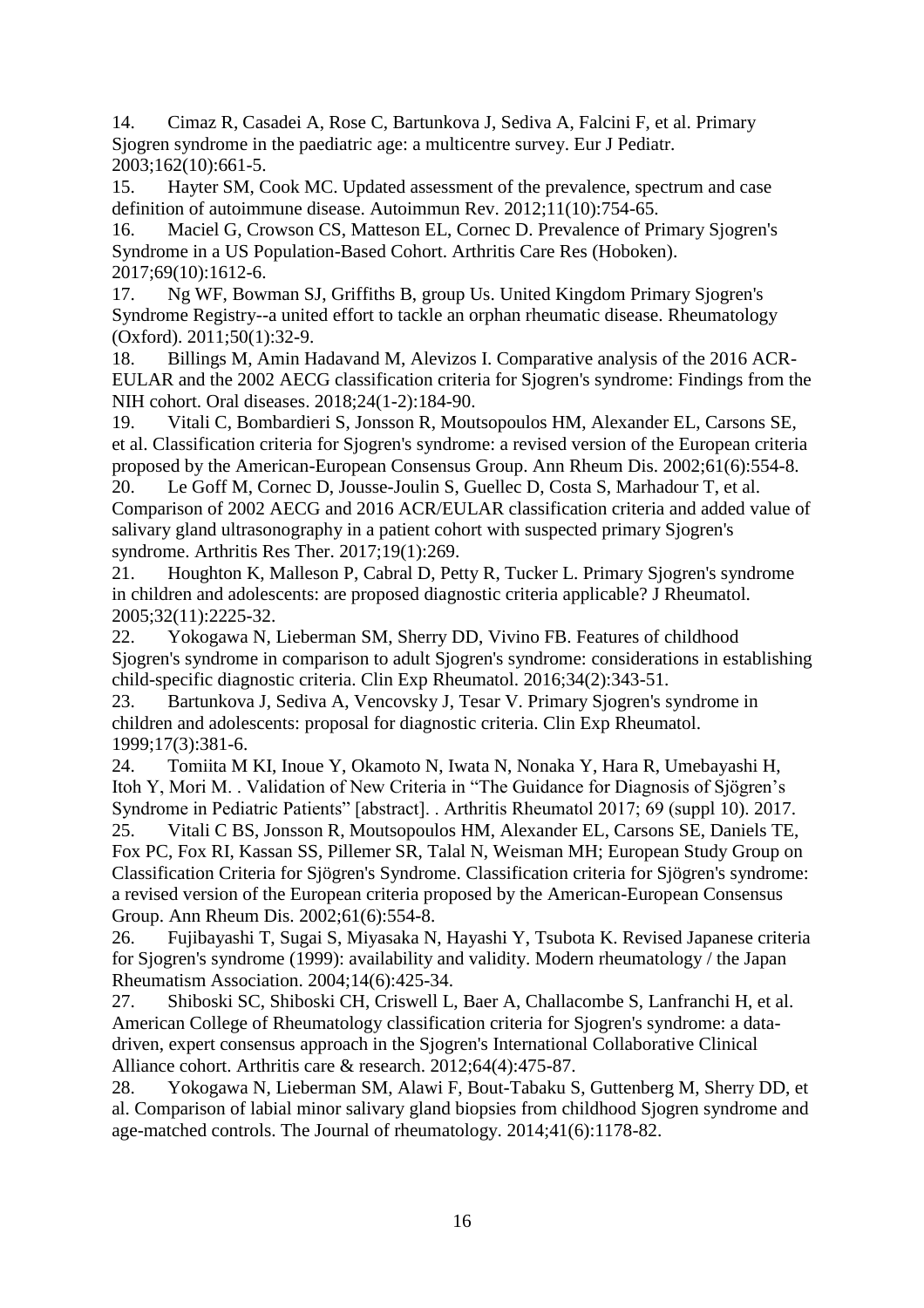14. Cimaz R, Casadei A, Rose C, Bartunkova J, Sediva A, Falcini F, et al. Primary Sjogren syndrome in the paediatric age: a multicentre survey. Eur J Pediatr. 2003;162(10):661-5.
15. Hayter SM, Cook MC. Updated assessment of the prevalence, spectrum and case definition of autoimmune disease. Autoimmun Rev. 2012;11(10):754-65.
16. Maciel G, Crowson CS, Matteson EL, Cornec D. Prevalence of Primary Sjogren's Syndrome in a US Population-Based Cohort. Arthritis Care Res (Hoboken). 2017;69(10):1612-6.
17. Ng WF, Bowman SJ, Griffiths B, group Us. United Kingdom Primary Sjogren's Syndrome Registry--a united effort to tackle an orphan rheumatic disease. Rheumatology (Oxford). 2011;50(1):32-9.
18. Billings M, Amin Hadavand M, Alevizos I. Comparative analysis of the 2016 ACR-EULAR and the 2002 AECG classification criteria for Sjogren's syndrome: Findings from the NIH cohort. Oral diseases. 2018;24(1-2):184-90.
19. Vitali C, Bombardieri S, Jonsson R, Moutsopoulos HM, Alexander EL, Carsons SE, et al. Classification criteria for Sjogren's syndrome: a revised version of the European criteria proposed by the American-European Consensus Group. Ann Rheum Dis. 2002;61(6):554-8.
20. Le Goff M, Cornec D, Jousse-Joulin S, Guellec D, Costa S, Marhadour T, et al. Comparison of 2002 AECG and 2016 ACR/EULAR classification criteria and added value of salivary gland ultrasonography in a patient cohort with suspected primary Sjogren's syndrome. Arthritis Res Ther. 2017;19(1):269.
21. Houghton K, Malleson P, Cabral D, Petty R, Tucker L. Primary Sjogren's syndrome in children and adolescents: are proposed diagnostic criteria applicable? J Rheumatol. 2005;32(11):2225-32.
22. Yokogawa N, Lieberman SM, Sherry DD, Vivino FB. Features of childhood Sjogren's syndrome in comparison to adult Sjogren's syndrome: considerations in establishing child-specific diagnostic criteria. Clin Exp Rheumatol. 2016;34(2):343-51.
23. Bartunkova J, Sediva A, Vencovsky J, Tesar V. Primary Sjogren's syndrome in children and adolescents: proposal for diagnostic criteria. Clin Exp Rheumatol. 1999;17(3):381-6.
24. Tomiita M KI, Inoue Y, Okamoto N, Iwata N, Nonaka Y, Hara R, Umebayashi H, Itoh Y, Mori M. . Validation of New Criteria in "The Guidance for Diagnosis of Sjögren's Syndrome in Pediatric Patients" [abstract]. . Arthritis Rheumatol 2017; 69 (suppl 10). 2017.
25. Vitali C BS, Jonsson R, Moutsopoulos HM, Alexander EL, Carsons SE, Daniels TE, Fox PC, Fox RI, Kassan SS, Pillemer SR, Talal N, Weisman MH; European Study Group on Classification Criteria for Sjögren's Syndrome. Classification criteria for Sjögren's syndrome: a revised version of the European criteria proposed by the American-European Consensus Group. Ann Rheum Dis. 2002;61(6):554-8.
26. Fujibayashi T, Sugai S, Miyasaka N, Hayashi Y, Tsubota K. Revised Japanese criteria for Sjogren's syndrome (1999): availability and validity. Modern rheumatology / the Japan Rheumatism Association. 2004;14(6):425-34.
27. Shiboski SC, Shiboski CH, Criswell L, Baer A, Challacombe S, Lanfranchi H, et al. American College of Rheumatology classification criteria for Sjogren's syndrome: a data-driven, expert consensus approach in the Sjogren's International Collaborative Clinical Alliance cohort. Arthritis care & research. 2012;64(4):475-87.
28. Yokogawa N, Lieberman SM, Alawi F, Bout-Tabaku S, Guttenberg M, Sherry DD, et al. Comparison of labial minor salivary gland biopsies from childhood Sjogren syndrome and age-matched controls. The Journal of rheumatology. 2014;41(6):1178-82.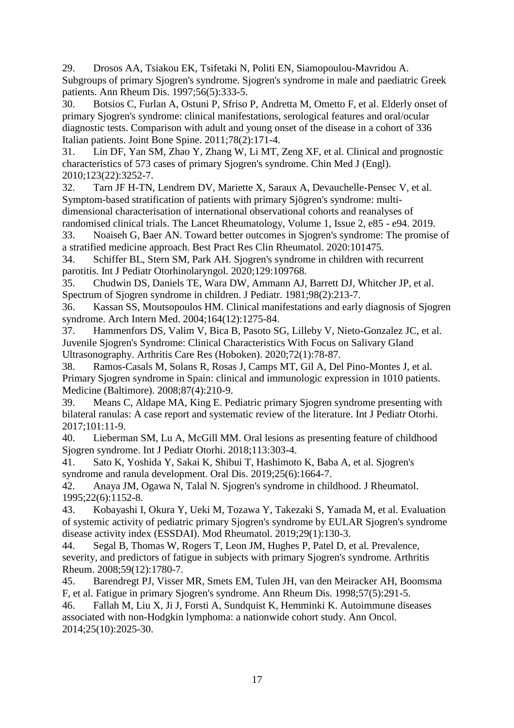29. Drosos AA, Tsiakou EK, Tsifetaki N, Politi EN, Siamopoulou-Mavridou A. Subgroups of primary Sjogren's syndrome. Sjogren's syndrome in male and paediatric Greek patients. Ann Rheum Dis. 1997;56(5):333-5.

30. Botsios C, Furlan A, Ostuni P, Sfriso P, Andretta M, Ometto F, et al. Elderly onset of primary Sjogren's syndrome: clinical manifestations, serological features and oral/ocular diagnostic tests. Comparison with adult and young onset of the disease in a cohort of 336 Italian patients. Joint Bone Spine. 2011;78(2):171-4.

31. Lin DF, Yan SM, Zhao Y, Zhang W, Li MT, Zeng XF, et al. Clinical and prognostic characteristics of 573 cases of primary Sjogren's syndrome. Chin Med J (Engl). 2010;123(22):3252-7.

32. Tarn JF H-TN, Lendrem DV, Mariette X, Saraux A, Devauchelle-Pensec V, et al. Symptom-based stratification of patients with primary Sjögren's syndrome: multi-dimensional characterisation of international observational cohorts and reanalyses of randomised clinical trials. The Lancet Rheumatology, Volume 1, Issue 2, e85 - e94. 2019.

33. Noaiseh G, Baer AN. Toward better outcomes in Sjogren's syndrome: The promise of a stratified medicine approach. Best Pract Res Clin Rheumatol. 2020:101475.

34. Schiffer BL, Stern SM, Park AH. Sjogren's syndrome in children with recurrent parotitis. Int J Pediatr Otorhinolaryngol. 2020;129:109768.

35. Chudwin DS, Daniels TE, Wara DW, Ammann AJ, Barrett DJ, Whitcher JP, et al. Spectrum of Sjogren syndrome in children. J Pediatr. 1981;98(2):213-7.

36. Kassan SS, Moutsopoulos HM. Clinical manifestations and early diagnosis of Sjogren syndrome. Arch Intern Med. 2004;164(12):1275-84.

37. Hammenfors DS, Valim V, Bica B, Pasoto SG, Lilleby V, Nieto-Gonzalez JC, et al. Juvenile Sjogren's Syndrome: Clinical Characteristics With Focus on Salivary Gland Ultrasonography. Arthritis Care Res (Hoboken). 2020;72(1):78-87.

38. Ramos-Casals M, Solans R, Rosas J, Camps MT, Gil A, Del Pino-Montes J, et al. Primary Sjogren syndrome in Spain: clinical and immunologic expression in 1010 patients. Medicine (Baltimore). 2008;87(4):210-9.

39. Means C, Aldape MA, King E. Pediatric primary Sjogren syndrome presenting with bilateral ranulas: A case report and systematic review of the literature. Int J Pediatr Otorhi. 2017;101:11-9.

40. Lieberman SM, Lu A, McGill MM. Oral lesions as presenting feature of childhood Sjogren syndrome. Int J Pediatr Otorhi. 2018;113:303-4.

41. Sato K, Yoshida Y, Sakai K, Shibui T, Hashimoto K, Baba A, et al. Sjogren's syndrome and ranula development. Oral Dis. 2019;25(6):1664-7.

42. Anaya JM, Ogawa N, Talal N. Sjogren's syndrome in childhood. J Rheumatol. 1995;22(6):1152-8.

43. Kobayashi I, Okura Y, Ueki M, Tozawa Y, Takezaki S, Yamada M, et al. Evaluation of systemic activity of pediatric primary Sjogren's syndrome by EULAR Sjogren's syndrome disease activity index (ESSDAI). Mod Rheumatol. 2019;29(1):130-3.

44. Segal B, Thomas W, Rogers T, Leon JM, Hughes P, Patel D, et al. Prevalence, severity, and predictors of fatigue in subjects with primary Sjogren's syndrome. Arthritis Rheum. 2008;59(12):1780-7.

45. Barendregt PJ, Visser MR, Smets EM, Tulen JH, van den Meiracker AH, Boomsma F, et al. Fatigue in primary Sjogren's syndrome. Ann Rheum Dis. 1998;57(5):291-5.

46. Fallah M, Liu X, Ji J, Forsti A, Sundquist K, Hemminki K. Autoimmune diseases associated with non-Hodgkin lymphoma: a nationwide cohort study. Ann Oncol. 2014;25(10):2025-30.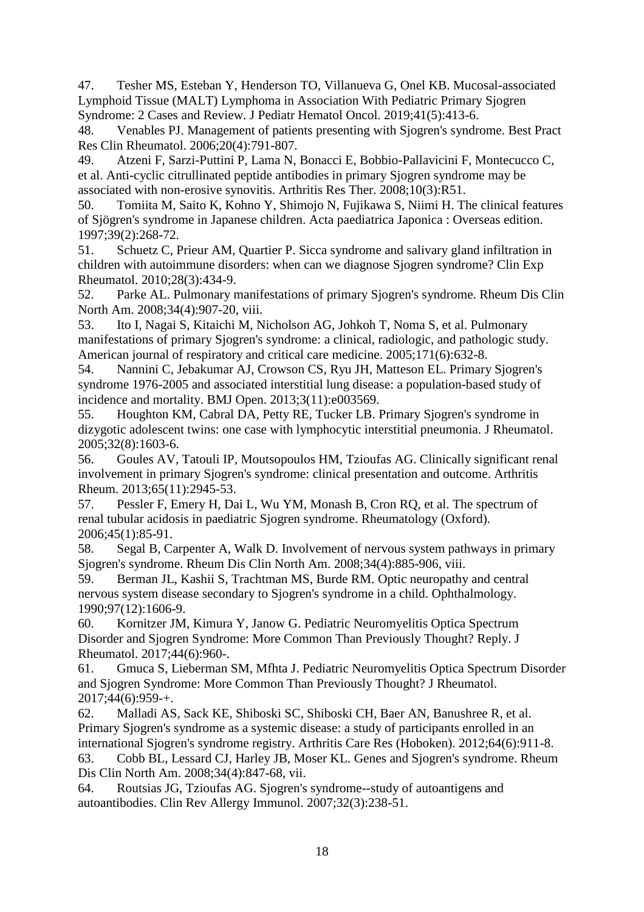47. Tesher MS, Esteban Y, Henderson TO, Villanueva G, Onel KB. Mucosal-associated Lymphoid Tissue (MALT) Lymphoma in Association With Pediatric Primary Sjogren Syndrome: 2 Cases and Review. J Pediatr Hematol Oncol. 2019;41(5):413-6.

48. Venables PJ. Management of patients presenting with Sjogren's syndrome. Best Pract Res Clin Rheumatol. 2006;20(4):791-807.

49. Atzeni F, Sarzi-Puttini P, Lama N, Bonacci E, Bobbio-Pallavicini F, Montecucco C, et al. Anti-cyclic citrullinated peptide antibodies in primary Sjogren syndrome may be associated with non-erosive synovitis. Arthritis Res Ther. 2008;10(3):R51.

50. Tomiita M, Saito K, Kohno Y, Shimojo N, Fujikawa S, Niimi H. The clinical features of Sjögren's syndrome in Japanese children. Acta paediatrica Japonica : Overseas edition. 1997;39(2):268-72.

51. Schuetz C, Prieur AM, Quartier P. Sicca syndrome and salivary gland infiltration in children with autoimmune disorders: when can we diagnose Sjogren syndrome? Clin Exp Rheumatol. 2010;28(3):434-9.

52. Parke AL. Pulmonary manifestations of primary Sjogren's syndrome. Rheum Dis Clin North Am. 2008;34(4):907-20, viii.

53. Ito I, Nagai S, Kitaichi M, Nicholson AG, Johkoh T, Noma S, et al. Pulmonary manifestations of primary Sjogren's syndrome: a clinical, radiologic, and pathologic study. American journal of respiratory and critical care medicine. 2005;171(6):632-8.

54. Nannini C, Jebakumar AJ, Crowson CS, Ryu JH, Matteson EL. Primary Sjogren's syndrome 1976-2005 and associated interstitial lung disease: a population-based study of incidence and mortality. BMJ Open. 2013;3(11):e003569.

55. Houghton KM, Cabral DA, Petty RE, Tucker LB. Primary Sjogren's syndrome in dizygotic adolescent twins: one case with lymphocytic interstitial pneumonia. J Rheumatol. 2005;32(8):1603-6.

56. Goules AV, Tatouli IP, Moutsopoulos HM, Tzioufas AG. Clinically significant renal involvement in primary Sjogren's syndrome: clinical presentation and outcome. Arthritis Rheum. 2013;65(11):2945-53.

57. Pessler F, Emery H, Dai L, Wu YM, Monash B, Cron RQ, et al. The spectrum of renal tubular acidosis in paediatric Sjogren syndrome. Rheumatology (Oxford). 2006;45(1):85-91.

58. Segal B, Carpenter A, Walk D. Involvement of nervous system pathways in primary Sjogren's syndrome. Rheum Dis Clin North Am. 2008;34(4):885-906, viii.

59. Berman JL, Kashii S, Trachtman MS, Burde RM. Optic neuropathy and central nervous system disease secondary to Sjogren's syndrome in a child. Ophthalmology. 1990;97(12):1606-9.

60. Kornitzer JM, Kimura Y, Janow G. Pediatric Neuromyelitis Optica Spectrum Disorder and Sjogren Syndrome: More Common Than Previously Thought? Reply. J Rheumatol. 2017;44(6):960-.

61. Gmuca S, Lieberman SM, Mfhta J. Pediatric Neuromyelitis Optica Spectrum Disorder and Sjogren Syndrome: More Common Than Previously Thought? J Rheumatol. 2017;44(6):959-+.

62. Malladi AS, Sack KE, Shiboski SC, Shiboski CH, Baer AN, Banushree R, et al. Primary Sjogren's syndrome as a systemic disease: a study of participants enrolled in an international Sjogren's syndrome registry. Arthritis Care Res (Hoboken). 2012;64(6):911-8.

63. Cobb BL, Lessard CJ, Harley JB, Moser KL. Genes and Sjogren's syndrome. Rheum Dis Clin North Am. 2008;34(4):847-68, vii.

64. Routsias JG, Tzioufas AG. Sjogren's syndrome--study of autoantigens and autoantibodies. Clin Rev Allergy Immunol. 2007;32(3):238-51.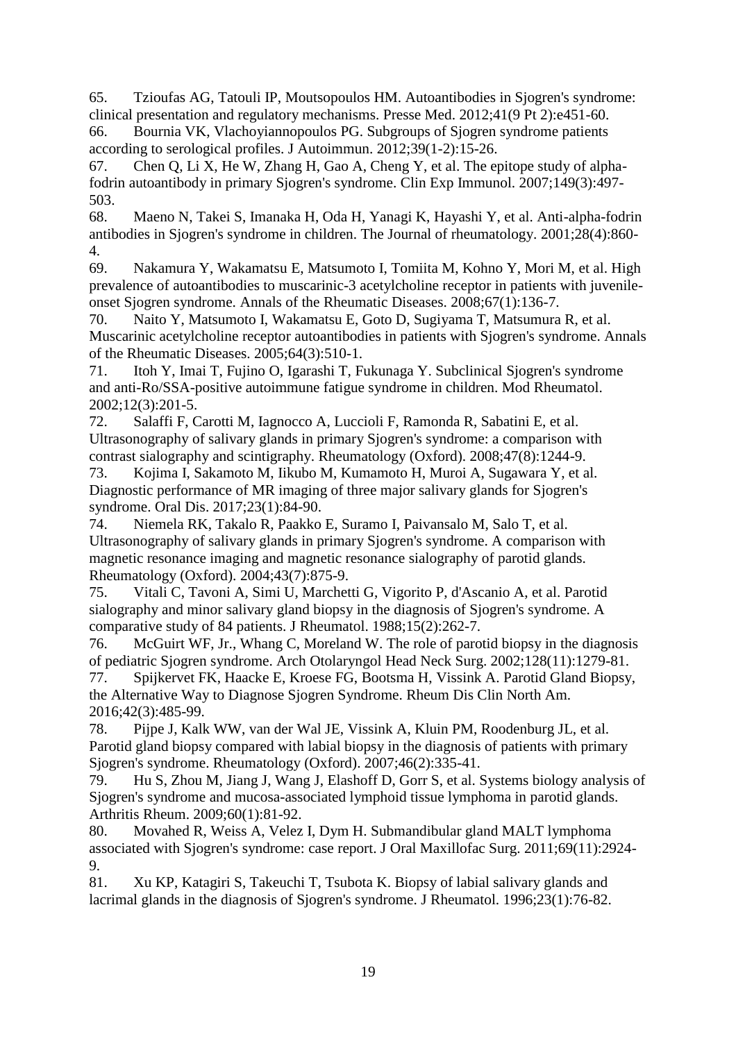65. Tzioufas AG, Tatouli IP, Moutsopoulos HM. Autoantibodies in Sjogren's syndrome: clinical presentation and regulatory mechanisms. Presse Med. 2012;41(9 Pt 2):e451-60.
66. Bournia VK, Vlachoyiannopoulos PG. Subgroups of Sjogren syndrome patients according to serological profiles. J Autoimmun. 2012;39(1-2):15-26.
67. Chen Q, Li X, He W, Zhang H, Gao A, Cheng Y, et al. The epitope study of alpha-fodrin autoantibody in primary Sjogren's syndrome. Clin Exp Immunol. 2007;149(3):497-503.
68. Maeno N, Takei S, Imanaka H, Oda H, Yanagi K, Hayashi Y, et al. Anti-alpha-fodrin antibodies in Sjogren's syndrome in children. The Journal of rheumatology. 2001;28(4):860-4.
69. Nakamura Y, Wakamatsu E, Matsumoto I, Tomiita M, Kohno Y, Mori M, et al. High prevalence of autoantibodies to muscarinic-3 acetylcholine receptor in patients with juvenile-onset Sjogren syndrome. Annals of the Rheumatic Diseases. 2008;67(1):136-7.
70. Naito Y, Matsumoto I, Wakamatsu E, Goto D, Sugiyama T, Matsumura R, et al. Muscarinic acetylcholine receptor autoantibodies in patients with Sjogren's syndrome. Annals of the Rheumatic Diseases. 2005;64(3):510-1.
71. Itoh Y, Imai T, Fujino O, Igarashi T, Fukunaga Y. Subclinical Sjogren's syndrome and anti-Ro/SSA-positive autoimmune fatigue syndrome in children. Mod Rheumatol. 2002;12(3):201-5.
72. Salaffi F, Carotti M, Iagnocco A, Luccioli F, Ramonda R, Sabatini E, et al. Ultrasonography of salivary glands in primary Sjogren's syndrome: a comparison with contrast sialography and scintigraphy. Rheumatology (Oxford). 2008;47(8):1244-9.
73. Kojima I, Sakamoto M, Iikubo M, Kumamoto H, Muroi A, Sugawara Y, et al. Diagnostic performance of MR imaging of three major salivary glands for Sjogren's syndrome. Oral Dis. 2017;23(1):84-90.
74. Niemela RK, Takalo R, Paakko E, Suramo I, Paivansalo M, Salo T, et al. Ultrasonography of salivary glands in primary Sjogren's syndrome. A comparison with magnetic resonance imaging and magnetic resonance sialography of parotid glands. Rheumatology (Oxford). 2004;43(7):875-9.
75. Vitali C, Tavoni A, Simi U, Marchetti G, Vigorito P, d'Ascanio A, et al. Parotid sialography and minor salivary gland biopsy in the diagnosis of Sjogren's syndrome. A comparative study of 84 patients. J Rheumatol. 1988;15(2):262-7.
76. McGuirt WF, Jr., Whang C, Moreland W. The role of parotid biopsy in the diagnosis of pediatric Sjogren syndrome. Arch Otolaryngol Head Neck Surg. 2002;128(11):1279-81.
77. Spijkervet FK, Haacke E, Kroese FG, Bootsma H, Vissink A. Parotid Gland Biopsy, the Alternative Way to Diagnose Sjogren Syndrome. Rheum Dis Clin North Am. 2016;42(3):485-99.
78. Pijpe J, Kalk WW, van der Wal JE, Vissink A, Kluin PM, Roodenburg JL, et al. Parotid gland biopsy compared with labial biopsy in the diagnosis of patients with primary Sjogren's syndrome. Rheumatology (Oxford). 2007;46(2):335-41.
79. Hu S, Zhou M, Jiang J, Wang J, Elashoff D, Gorr S, et al. Systems biology analysis of Sjogren's syndrome and mucosa-associated lymphoid tissue lymphoma in parotid glands. Arthritis Rheum. 2009;60(1):81-92.
80. Movahed R, Weiss A, Velez I, Dym H. Submandibular gland MALT lymphoma associated with Sjogren's syndrome: case report. J Oral Maxillofac Surg. 2011;69(11):2924-9.
81. Xu KP, Katagiri S, Takeuchi T, Tsubota K. Biopsy of labial salivary glands and lacrimal glands in the diagnosis of Sjogren's syndrome. J Rheumatol. 1996;23(1):76-82.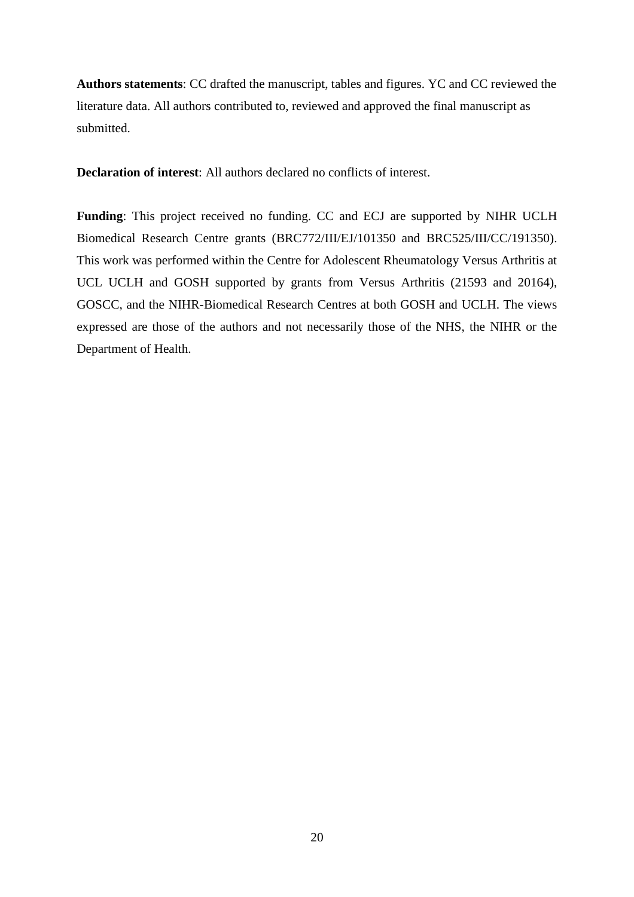**Authors statements**: CC drafted the manuscript, tables and figures. YC and CC reviewed the literature data. All authors contributed to, reviewed and approved the final manuscript as submitted.

**Declaration of interest**: All authors declared no conflicts of interest.

**Funding**: This project received no funding. CC and ECJ are supported by NIHR UCLH Biomedical Research Centre grants (BRC772/III/EJ/101350 and BRC525/III/CC/191350). This work was performed within the Centre for Adolescent Rheumatology Versus Arthritis at UCL UCLH and GOSH supported by grants from Versus Arthritis (21593 and 20164), GOSCC, and the NIHR-Biomedical Research Centres at both GOSH and UCLH. The views expressed are those of the authors and not necessarily those of the NHS, the NIHR or the Department of Health.